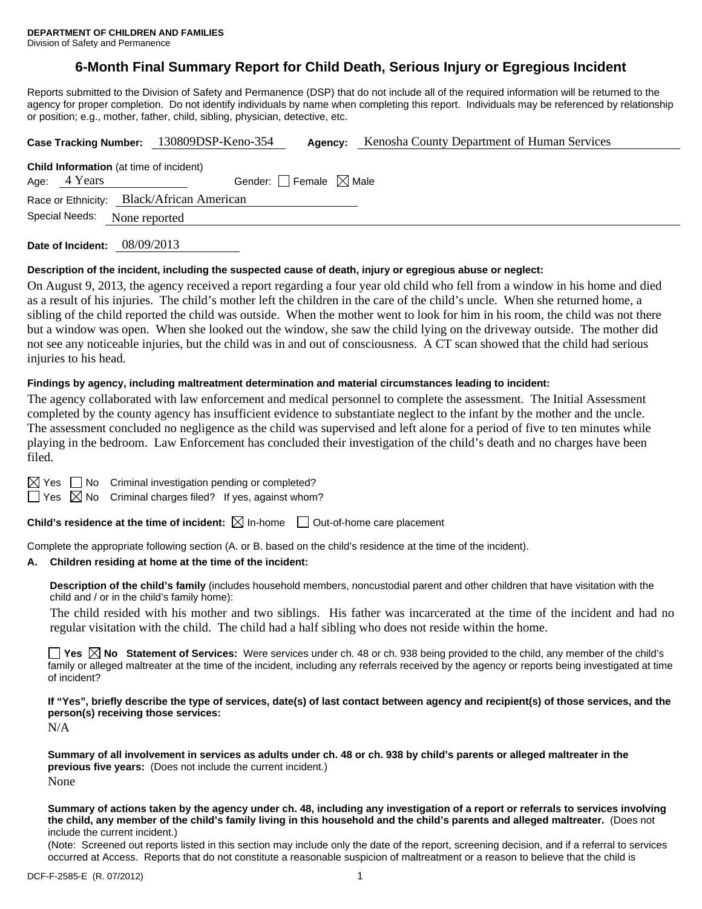**DEPARTMENT OF CHILDREN AND FAMILIES**
Division of Safety and Permanence

# 6-Month Final Summary Report for Child Death, Serious Injury or Egregious Incident

Reports submitted to the Division of Safety and Permanence (DSP) that do not include all of the required information will be returned to the agency for proper completion. Do not identify individuals by name when completing this report. Individuals may be referenced by relationship or position; e.g., mother, father, child, sibling, physician, detective, etc.

**Case Tracking Number:** 130809DSP-Keno-354 **Agency:** Kenosha County Department of Human Services

**Child Information** (at time of incident)

Age: 4 Years Gender: ☐ Female ☒ Male

Race or Ethnicity: Black/African American

Special Needs: None reported

**Date of Incident:** 08/09/2013

**Description of the incident, including the suspected cause of death, injury or egregious abuse or neglect:**

On August 9, 2013, the agency received a report regarding a four year old child who fell from a window in his home and died as a result of his injuries. The child's mother left the children in the care of the child's uncle. When she returned home, a sibling of the child reported the child was outside. When the mother went to look for him in his room, the child was not there but a window was open. When she looked out the window, she saw the child lying on the driveway outside. The mother did not see any noticeable injuries, but the child was in and out of consciousness. A CT scan showed that the child had serious injuries to his head.

**Findings by agency, including maltreatment determination and material circumstances leading to incident:**

The agency collaborated with law enforcement and medical personnel to complete the assessment. The Initial Assessment completed by the county agency has insufficient evidence to substantiate neglect to the infant by the mother and the uncle. The assessment concluded no negligence as the child was supervised and left alone for a period of five to ten minutes while playing in the bedroom. Law Enforcement has concluded their investigation of the child's death and no charges have been filed.

☒ Yes ☐ No Criminal investigation pending or completed?

☐ Yes ☒ No Criminal charges filed? If yes, against whom?

**Child's residence at the time of incident:** ☒ In-home ☐ Out-of-home care placement

Complete the appropriate following section (A. or B. based on the child's residence at the time of the incident).

**A. Children residing at home at the time of the incident:**

**Description of the child's family** (includes household members, noncustodial parent and other children that have visitation with the child and / or in the child's family home):

The child resided with his mother and two siblings. His father was incarcerated at the time of the incident and had no regular visitation with the child. The child had a half sibling who does not reside within the home.

☐ **Yes** ☒ **No Statement of Services:** Were services under ch. 48 or ch. 938 being provided to the child, any member of the child's family or alleged maltreater at the time of the incident, including any referrals received by the agency or reports being investigated at time of incident?

**If "Yes", briefly describe the type of services, date(s) of last contact between agency and recipient(s) of those services, and the person(s) receiving those services:**

N/A

**Summary of all involvement in services as adults under ch. 48 or ch. 938 by child's parents or alleged maltreater in the previous five years:** (Does not include the current incident.)

None

**Summary of actions taken by the agency under ch. 48, including any investigation of a report or referrals to services involving the child, any member of the child's family living in this household and the child's parents and alleged maltreater.** (Does not include the current incident.)

(Note: Screened out reports listed in this section may include only the date of the report, screening decision, and if a referral to services occurred at Access. Reports that do not constitute a reasonable suspicion of maltreatment or a reason to believe that the child is

DCF-F-2585-E (R. 07/2012)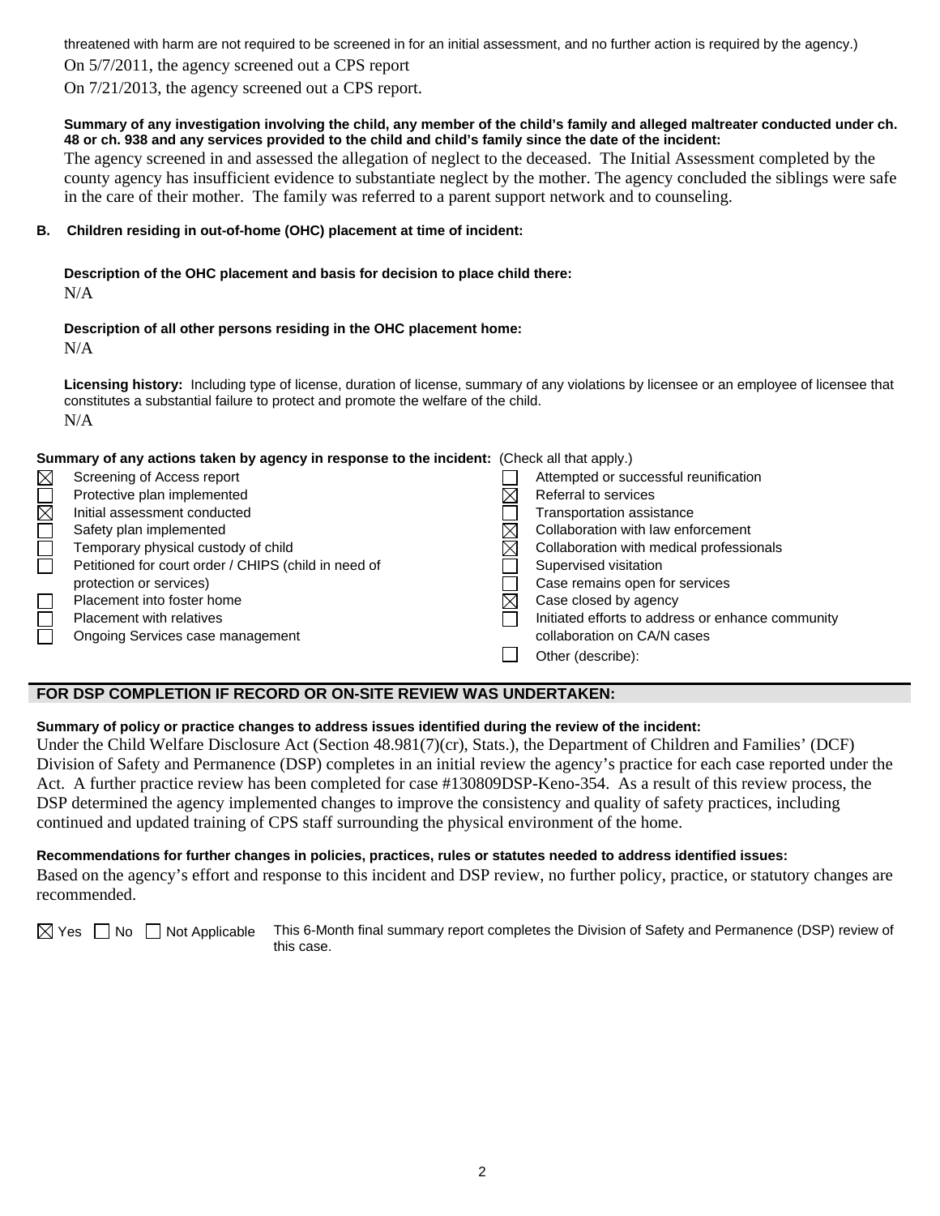threatened with harm are not required to be screened in for an initial assessment, and no further action is required by the agency.)

On 5/7/2011, the agency screened out a CPS report

On 7/21/2013, the agency screened out a CPS report.

**Summary of any investigation involving the child, any member of the child's family and alleged maltreater conducted under ch. 48 or ch. 938 and any services provided to the child and child's family since the date of the incident:**

The agency screened in and assessed the allegation of neglect to the deceased. The Initial Assessment completed by the county agency has insufficient evidence to substantiate neglect by the mother. The agency concluded the siblings were safe in the care of their mother. The family was referred to a parent support network and to counseling.

**B. Children residing in out-of-home (OHC) placement at time of incident:**

**Description of the OHC placement and basis for decision to place child there:**

N/A

**Description of all other persons residing in the OHC placement home:**

N/A

**Licensing history:** Including type of license, duration of license, summary of any violations by licensee or an employee of licensee that constitutes a substantial failure to protect and promote the welfare of the child.

N/A

**Summary of any actions taken by agency in response to the incident:** (Check all that apply.)

- ☒ Screening of Access report
- ☐ Protective plan implemented
- ☒ Initial assessment conducted
- ☐ Safety plan implemented
- ☐ Temporary physical custody of child
- ☐ Petitioned for court order / CHIPS (child in need of protection or services)
- ☐ Placement into foster home
- ☐ Placement with relatives
- ☐ Ongoing Services case management
- ☐ Attempted or successful reunification
- ☒ Referral to services
- ☐ Transportation assistance
- ☒ Collaboration with law enforcement
- ☒ Collaboration with medical professionals
- ☐ Supervised visitation
- ☐ Case remains open for services
- ☒ Case closed by agency
- ☐ Initiated efforts to address or enhance community collaboration on CA/N cases
- ☐ Other (describe):

## FOR DSP COMPLETION IF RECORD OR ON-SITE REVIEW WAS UNDERTAKEN:

**Summary of policy or practice changes to address issues identified during the review of the incident:**

Under the Child Welfare Disclosure Act (Section 48.981(7)(cr), Stats.), the Department of Children and Families' (DCF) Division of Safety and Permanence (DSP) completes in an initial review the agency's practice for each case reported under the Act. A further practice review has been completed for case #130809DSP-Keno-354. As a result of this review process, the DSP determined the agency implemented changes to improve the consistency and quality of safety practices, including continued and updated training of CPS staff surrounding the physical environment of the home.

**Recommendations for further changes in policies, practices, rules or statutes needed to address identified issues:**

Based on the agency's effort and response to this incident and DSP review, no further policy, practice, or statutory changes are recommended.

☒ Yes ☐ No ☐ Not Applicable This 6-Month final summary report completes the Division of Safety and Permanence (DSP) review of this case.